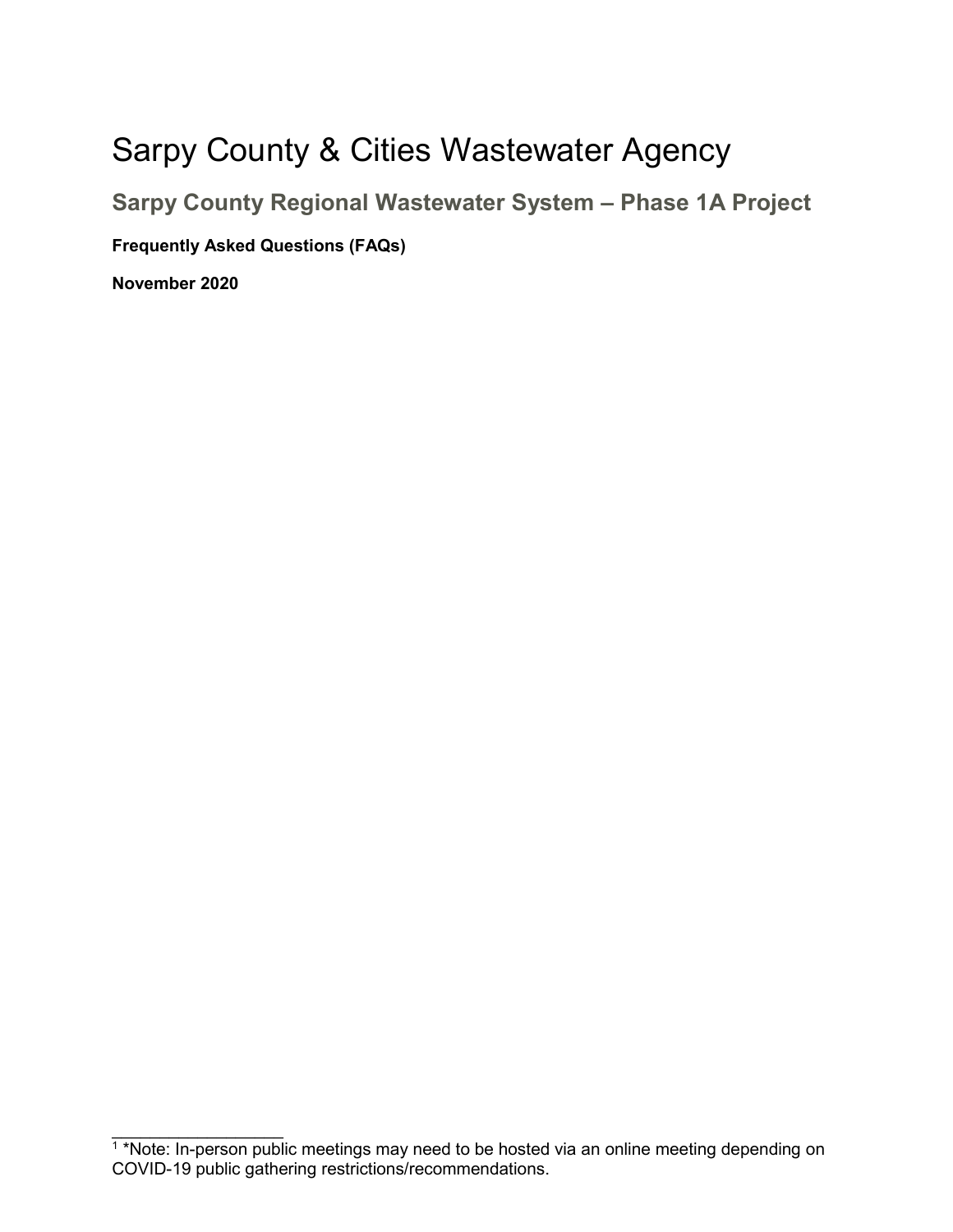# Sarpy County & Cities Wastewater Agency

## Sarpy County Regional Wastewater System – Phase 1A Project

**Frequently Asked Questions (FAQs)**

**November 2020**

[1] *Note: In-person public meetings may need to be hosted via an online meeting depending on COVID-19 public gathering restrictions/recommendations.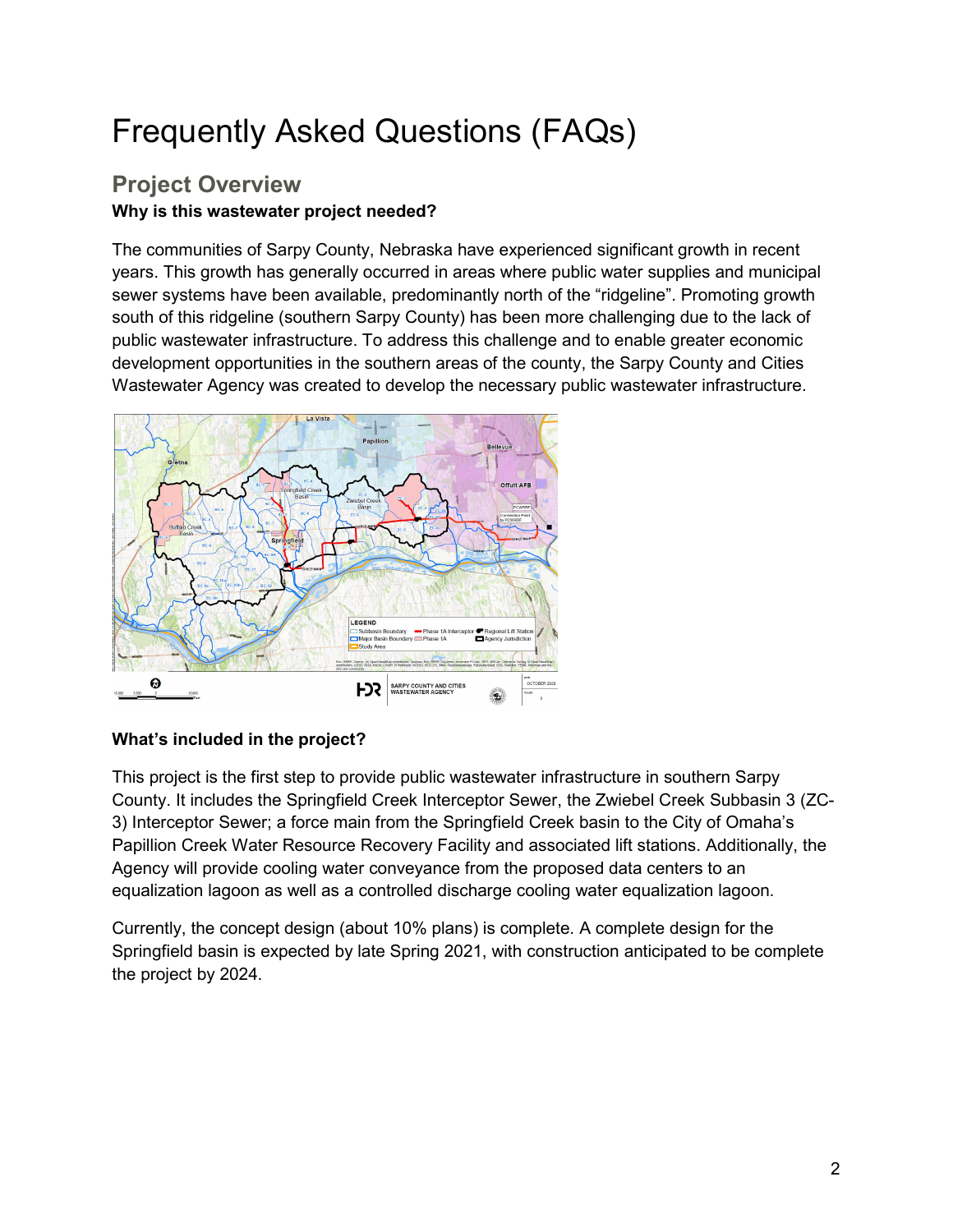# Frequently Asked Questions (FAQs)

## Project Overview

**Why is this wastewater project needed?**

The communities of Sarpy County, Nebraska have experienced significant growth in recent years. This growth has generally occurred in areas where public water supplies and municipal sewer systems have been available, predominantly north of the "ridgeline". Promoting growth south of this ridgeline (southern Sarpy County) has been more challenging due to the lack of public wastewater infrastructure. To address this challenge and to enable greater economic development opportunities in the southern areas of the county, the Sarpy County and Cities Wastewater Agency was created to develop the necessary public wastewater infrastructure.

**What's included in the project?**

This project is the first step to provide public wastewater infrastructure in southern Sarpy County. It includes the Springfield Creek Interceptor Sewer, the Zwiebel Creek Subbasin 3 (ZC-3) Interceptor Sewer; a force main from the Springfield Creek basin to the City of Omaha's Papillion Creek Water Resource Recovery Facility and associated lift stations. Additionally, the Agency will provide cooling water conveyance from the proposed data centers to an equalization lagoon as well as a controlled discharge cooling water equalization lagoon.

Currently, the concept design (about 10% plans) is complete. A complete design for the Springfield basin is expected by late Spring 2021, with construction anticipated to be complete the project by 2024.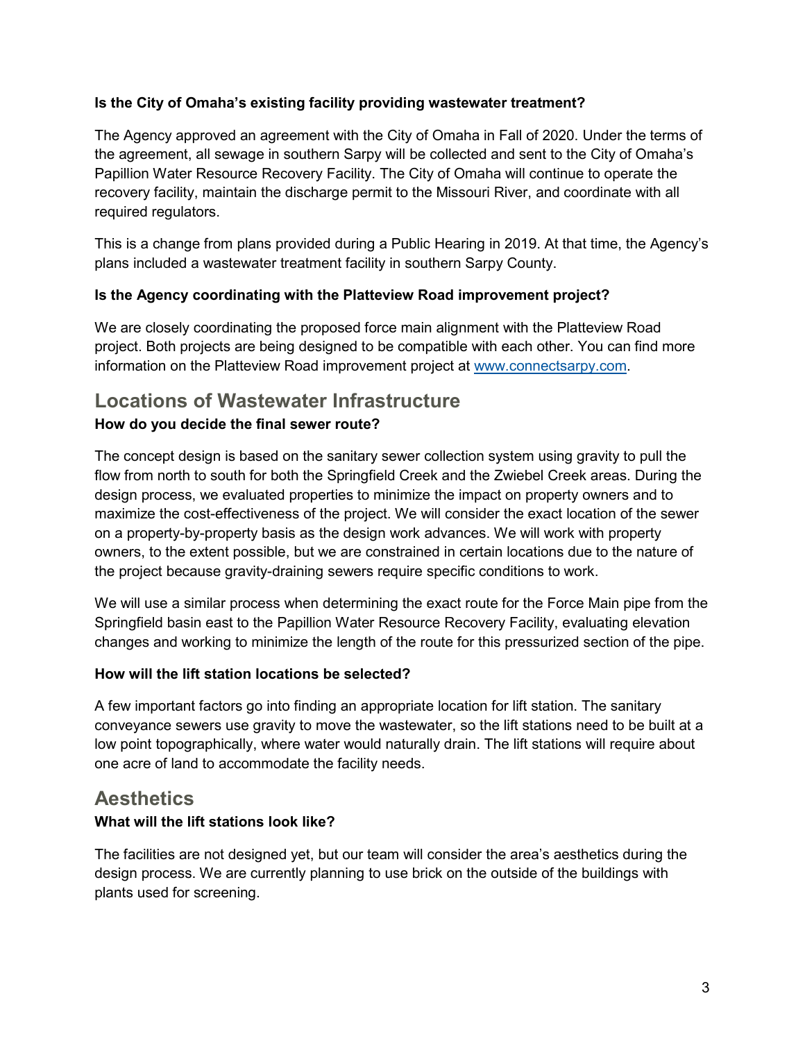**Is the City of Omaha's existing facility providing wastewater treatment?**

The Agency approved an agreement with the City of Omaha in Fall of 2020. Under the terms of the agreement, all sewage in southern Sarpy will be collected and sent to the City of Omaha's Papillion Water Resource Recovery Facility. The City of Omaha will continue to operate the recovery facility, maintain the discharge permit to the Missouri River, and coordinate with all required regulators.

This is a change from plans provided during a Public Hearing in 2019. At that time, the Agency's plans included a wastewater treatment facility in southern Sarpy County.

**Is the Agency coordinating with the Platteview Road improvement project?**

We are closely coordinating the proposed force main alignment with the Platteview Road project. Both projects are being designed to be compatible with each other. You can find more information on the Platteview Road improvement project at [www.connectsarpy.com](http://www.connectsarpy.com).

## Locations of Wastewater Infrastructure

**How do you decide the final sewer route?**

The concept design is based on the sanitary sewer collection system using gravity to pull the flow from north to south for both the Springfield Creek and the Zwiebel Creek areas. During the design process, we evaluated properties to minimize the impact on property owners and to maximize the cost-effectiveness of the project. We will consider the exact location of the sewer on a property-by-property basis as the design work advances. We will work with property owners, to the extent possible, but we are constrained in certain locations due to the nature of the project because gravity-draining sewers require specific conditions to work.

We will use a similar process when determining the exact route for the Force Main pipe from the Springfield basin east to the Papillion Water Resource Recovery Facility, evaluating elevation changes and working to minimize the length of the route for this pressurized section of the pipe.

**How will the lift station locations be selected?**

A few important factors go into finding an appropriate location for lift station. The sanitary conveyance sewers use gravity to move the wastewater, so the lift stations need to be built at a low point topographically, where water would naturally drain. The lift stations will require about one acre of land to accommodate the facility needs.

## Aesthetics

**What will the lift stations look like?**

The facilities are not designed yet, but our team will consider the area's aesthetics during the design process. We are currently planning to use brick on the outside of the buildings with plants used for screening.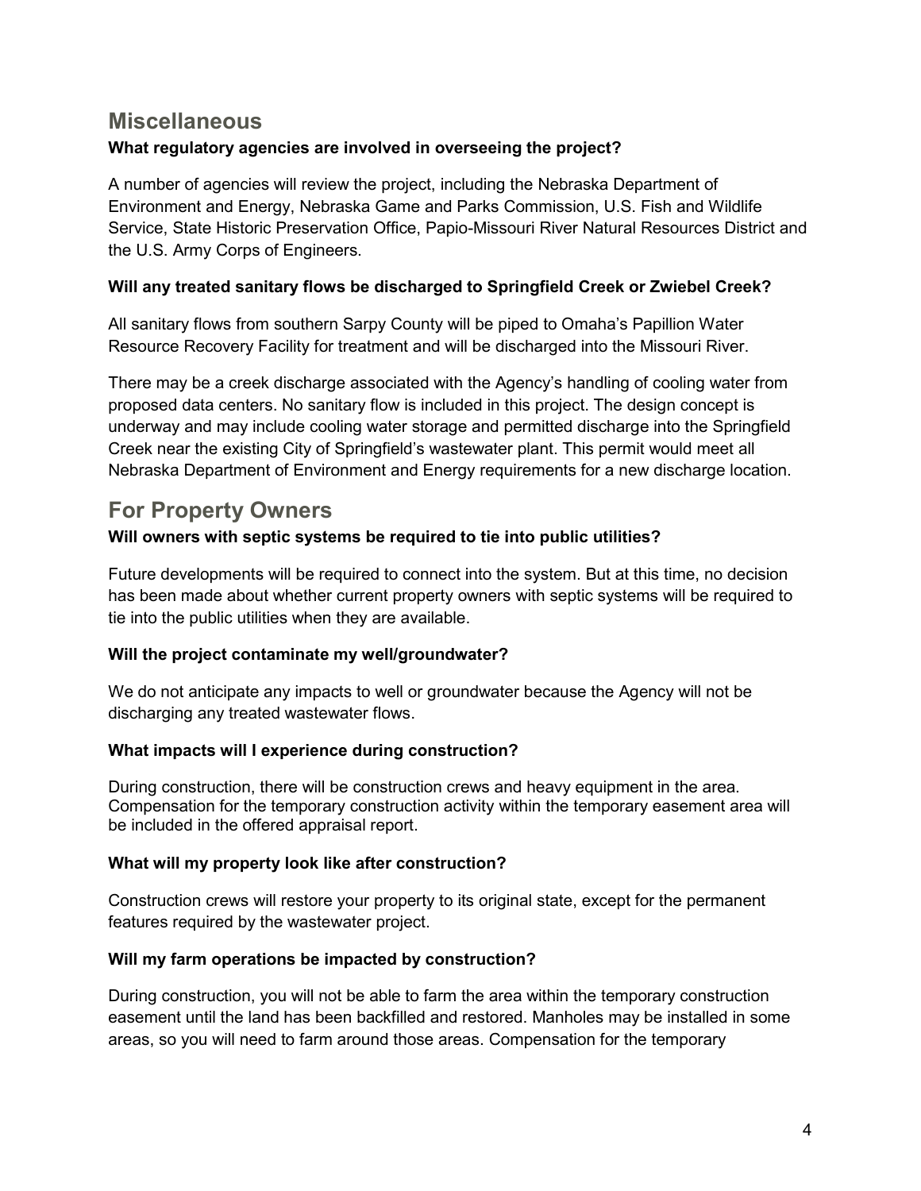## Miscellaneous

**What regulatory agencies are involved in overseeing the project?**

A number of agencies will review the project, including the Nebraska Department of Environment and Energy, Nebraska Game and Parks Commission, U.S. Fish and Wildlife Service, State Historic Preservation Office, Papio-Missouri River Natural Resources District and the U.S. Army Corps of Engineers.

**Will any treated sanitary flows be discharged to Springfield Creek or Zwiebel Creek?**

All sanitary flows from southern Sarpy County will be piped to Omaha's Papillion Water Resource Recovery Facility for treatment and will be discharged into the Missouri River.

There may be a creek discharge associated with the Agency's handling of cooling water from proposed data centers. No sanitary flow is included in this project. The design concept is underway and may include cooling water storage and permitted discharge into the Springfield Creek near the existing City of Springfield's wastewater plant. This permit would meet all Nebraska Department of Environment and Energy requirements for a new discharge location.

## For Property Owners

**Will owners with septic systems be required to tie into public utilities?**

Future developments will be required to connect into the system. But at this time, no decision has been made about whether current property owners with septic systems will be required to tie into the public utilities when they are available.

**Will the project contaminate my well/groundwater?**

We do not anticipate any impacts to well or groundwater because the Agency will not be discharging any treated wastewater flows.

**What impacts will I experience during construction?**

During construction, there will be construction crews and heavy equipment in the area. Compensation for the temporary construction activity within the temporary easement area will be included in the offered appraisal report.

**What will my property look like after construction?**

Construction crews will restore your property to its original state, except for the permanent features required by the wastewater project.

**Will my farm operations be impacted by construction?**

During construction, you will not be able to farm the area within the temporary construction easement until the land has been backfilled and restored. Manholes may be installed in some areas, so you will need to farm around those areas. Compensation for the temporary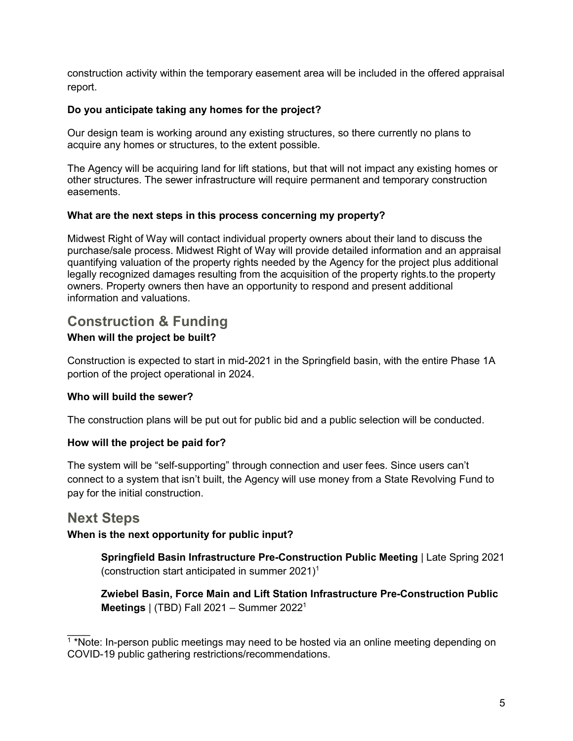construction activity within the temporary easement area will be included in the offered appraisal report.

**Do you anticipate taking any homes for the project?**

Our design team is working around any existing structures, so there currently no plans to acquire any homes or structures, to the extent possible.

The Agency will be acquiring land for lift stations, but that will not impact any existing homes or other structures. The sewer infrastructure will require permanent and temporary construction easements.

**What are the next steps in this process concerning my property?**

Midwest Right of Way will contact individual property owners about their land to discuss the purchase/sale process. Midwest Right of Way will provide detailed information and an appraisal quantifying valuation of the property rights needed by the Agency for the project plus additional legally recognized damages resulting from the acquisition of the property rights.to the property owners. Property owners then have an opportunity to respond and present additional information and valuations.

## Construction & Funding

**When will the project be built?**

Construction is expected to start in mid-2021 in the Springfield basin, with the entire Phase 1A portion of the project operational in 2024.

**Who will build the sewer?**

The construction plans will be put out for public bid and a public selection will be conducted.

**How will the project be paid for?**

The system will be "self-supporting" through connection and user fees. Since users can't connect to a system that isn't built, the Agency will use money from a State Revolving Fund to pay for the initial construction.

## Next Steps

**When is the next opportunity for public input?**

**Springfield Basin Infrastructure Pre-Construction Public Meeting** | Late Spring 2021 (construction start anticipated in summer 2021)[1]

**Zwiebel Basin, Force Main and Lift Station Infrastructure Pre-Construction Public Meetings** | (TBD) Fall 2021 – Summer 2022[1]

[1] *Note: In-person public meetings may need to be hosted via an online meeting depending on COVID-19 public gathering restrictions/recommendations.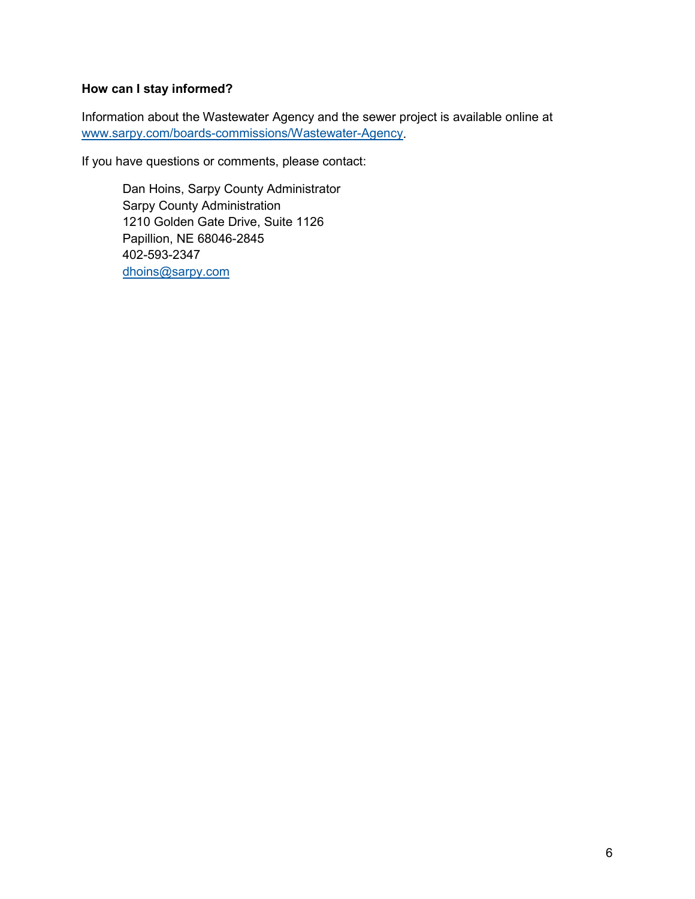**How can I stay informed?**

Information about the Wastewater Agency and the sewer project is available online at [www.sarpy.com/boards-commissions/Wastewater-Agency](www.sarpy.com/boards-commissions/Wastewater-Agency).

If you have questions or comments, please contact:

> Dan Hoins, Sarpy County Administrator
> Sarpy County Administration
> 1210 Golden Gate Drive, Suite 1126
> Papillion, NE 68046-2845
> 402-593-2347
> [dhoins@sarpy.com](mailto:dhoins@sarpy.com)